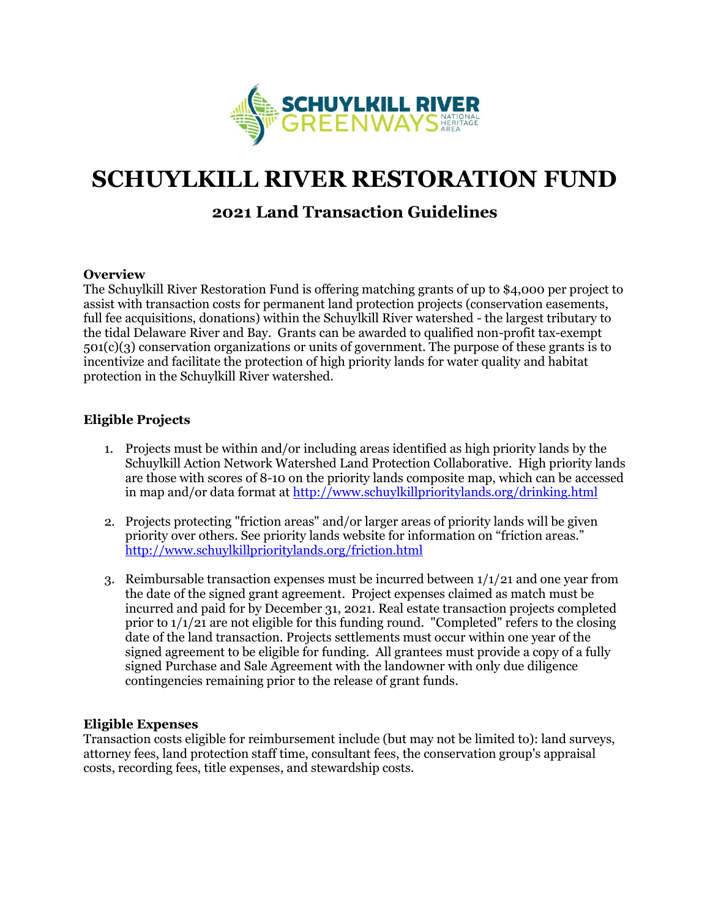# SCHUYLKILL RIVER RESTORATION FUND

## 2021 Land Transaction Guidelines

**Overview**

The Schuylkill River Restoration Fund is offering matching grants of up to $4,000 per project to assist with transaction costs for permanent land protection projects (conservation easements, full fee acquisitions, donations) within the Schuylkill River watershed - the largest tributary to the tidal Delaware River and Bay. Grants can be awarded to qualified non-profit tax-exempt 501(c)(3) conservation organizations or units of government. The purpose of these grants is to incentivize and facilitate the protection of high priority lands for water quality and habitat protection in the Schuylkill River watershed.

**Eligible Projects**

1. Projects must be within and/or including areas identified as high priority lands by the Schuylkill Action Network Watershed Land Protection Collaborative. High priority lands are those with scores of 8-10 on the priority lands composite map, which can be accessed in map and/or data format at http://www.schuylkillprioritylands.org/drinking.html

2. Projects protecting "friction areas" and/or larger areas of priority lands will be given priority over others. See priority lands website for information on "friction areas." http://www.schuylkillprioritylands.org/friction.html

3. Reimbursable transaction expenses must be incurred between 1/1/21 and one year from the date of the signed grant agreement. Project expenses claimed as match must be incurred and paid for by December 31, 2021. Real estate transaction projects completed prior to 1/1/21 are not eligible for this funding round. "Completed" refers to the closing date of the land transaction. Projects settlements must occur within one year of the signed agreement to be eligible for funding. All grantees must provide a copy of a fully signed Purchase and Sale Agreement with the landowner with only due diligence contingencies remaining prior to the release of grant funds.

**Eligible Expenses**

Transaction costs eligible for reimbursement include (but may not be limited to): land surveys, attorney fees, land protection staff time, consultant fees, the conservation group's appraisal costs, recording fees, title expenses, and stewardship costs.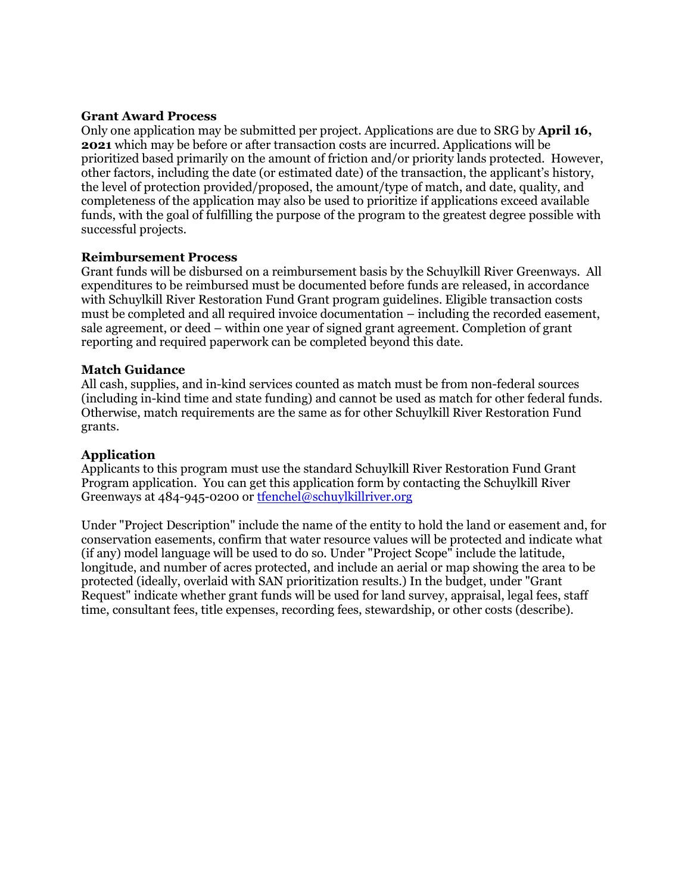**Grant Award Process**

Only one application may be submitted per project. Applications are due to SRG by **April 16, 2021** which may be before or after transaction costs are incurred. Applications will be prioritized based primarily on the amount of friction and/or priority lands protected. However, other factors, including the date (or estimated date) of the transaction, the applicant's history, the level of protection provided/proposed, the amount/type of match, and date, quality, and completeness of the application may also be used to prioritize if applications exceed available funds, with the goal of fulfilling the purpose of the program to the greatest degree possible with successful projects.

**Reimbursement Process**

Grant funds will be disbursed on a reimbursement basis by the Schuylkill River Greenways. All expenditures to be reimbursed must be documented before funds are released, in accordance with Schuylkill River Restoration Fund Grant program guidelines. Eligible transaction costs must be completed and all required invoice documentation – including the recorded easement, sale agreement, or deed – within one year of signed grant agreement. Completion of grant reporting and required paperwork can be completed beyond this date.

**Match Guidance**

All cash, supplies, and in-kind services counted as match must be from non-federal sources (including in-kind time and state funding) and cannot be used as match for other federal funds. Otherwise, match requirements are the same as for other Schuylkill River Restoration Fund grants.

**Application**

Applicants to this program must use the standard Schuylkill River Restoration Fund Grant Program application. You can get this application form by contacting the Schuylkill River Greenways at 484-945-0200 or [tfenchel@schuylkillriver.org](mailto:tfenchel@schuylkillriver.org)

Under "Project Description" include the name of the entity to hold the land or easement and, for conservation easements, confirm that water resource values will be protected and indicate what (if any) model language will be used to do so. Under "Project Scope" include the latitude, longitude, and number of acres protected, and include an aerial or map showing the area to be protected (ideally, overlaid with SAN prioritization results.) In the budget, under "Grant Request" indicate whether grant funds will be used for land survey, appraisal, legal fees, staff time, consultant fees, title expenses, recording fees, stewardship, or other costs (describe).